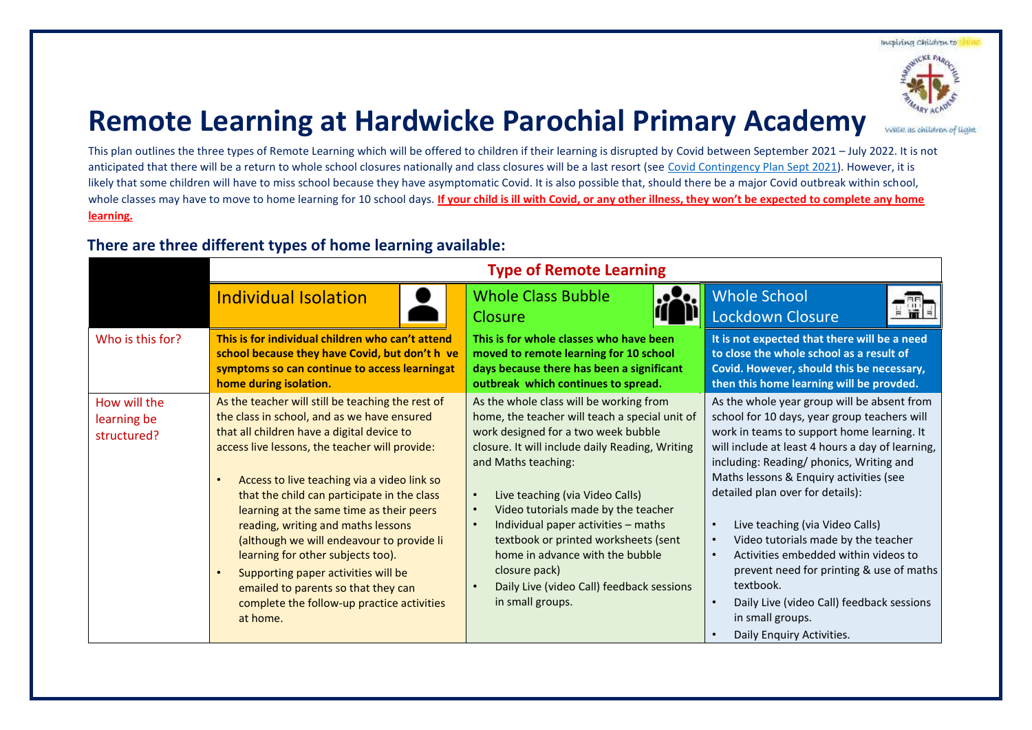Inspiring Children to Shine

Walk as children of light

# Remote Learning at Hardwicke Parochial Primary Academy

This plan outlines the three types of Remote Learning which will be offered to children if their learning is disrupted by Covid between September 2021 – July 2022. It is not anticipated that there will be a return to whole school closures nationally and class closures will be a last resort (see Covid Contingency Plan Sept 2021). However, it is likely that some children will have to miss school because they have asymptomatic Covid. It is also possible that, should there be a major Covid outbreak within school, whole classes may have to move to home learning for 10 school days. **If your child is ill with Covid, or any other illness, they won't be expected to complete any home learning.**

## There are three different types of home learning available:

| | Type of Remote Learning | | |
|---|---|---|---|
| | Individual Isolation | Whole Class Bubble Closure | Whole School Lockdown Closure |
| Who is this for? | **This is for individual children who can't attend school because they have Covid, but don't h ve symptoms so can continue to access learningat home during isolation.** | **This is for whole classes who have been moved to remote learning for 10 school days because there has been a significant outbreak which continues to spread.** | **It is not expected that there will be a need to close the whole school as a result of Covid. However, should this be necessary, then this home learning will be provded.** |
| How will the learning be structured? | As the teacher will still be teaching the rest of the class in school, and as we have ensured that all children have a digital device to access live lessons, the teacher will provide:<br>• Access to live teaching via a video link so that the child can participate in the class learning at the same time as their peers reading, writing and maths lessons (although we will endeavour to provide li learning for other subjects too).<br>• Supporting paper activities will be emailed to parents so that they can complete the follow-up practice activities at home. | As the whole class will be working from home, the teacher will teach a special unit of work designed for a two week bubble closure. It will include daily Reading, Writing and Maths teaching:<br>• Live teaching (via Video Calls)<br>• Video tutorials made by the teacher<br>• Individual paper activities – maths textbook or printed worksheets (sent home in advance with the bubble closure pack)<br>• Daily Live (video Call) feedback sessions in small groups. | As the whole year group will be absent from school for 10 days, year group teachers will work in teams to support home learning. It will include at least 4 hours a day of learning, including: Reading/ phonics, Writing and Maths lessons & Enquiry activities (see detailed plan over for details):<br>• Live teaching (via Video Calls)<br>• Video tutorials made by the teacher<br>• Activities embedded within videos to prevent need for printing & use of maths textbook.<br>• Daily Live (video Call) feedback sessions in small groups.<br>• Daily Enquiry Activities. |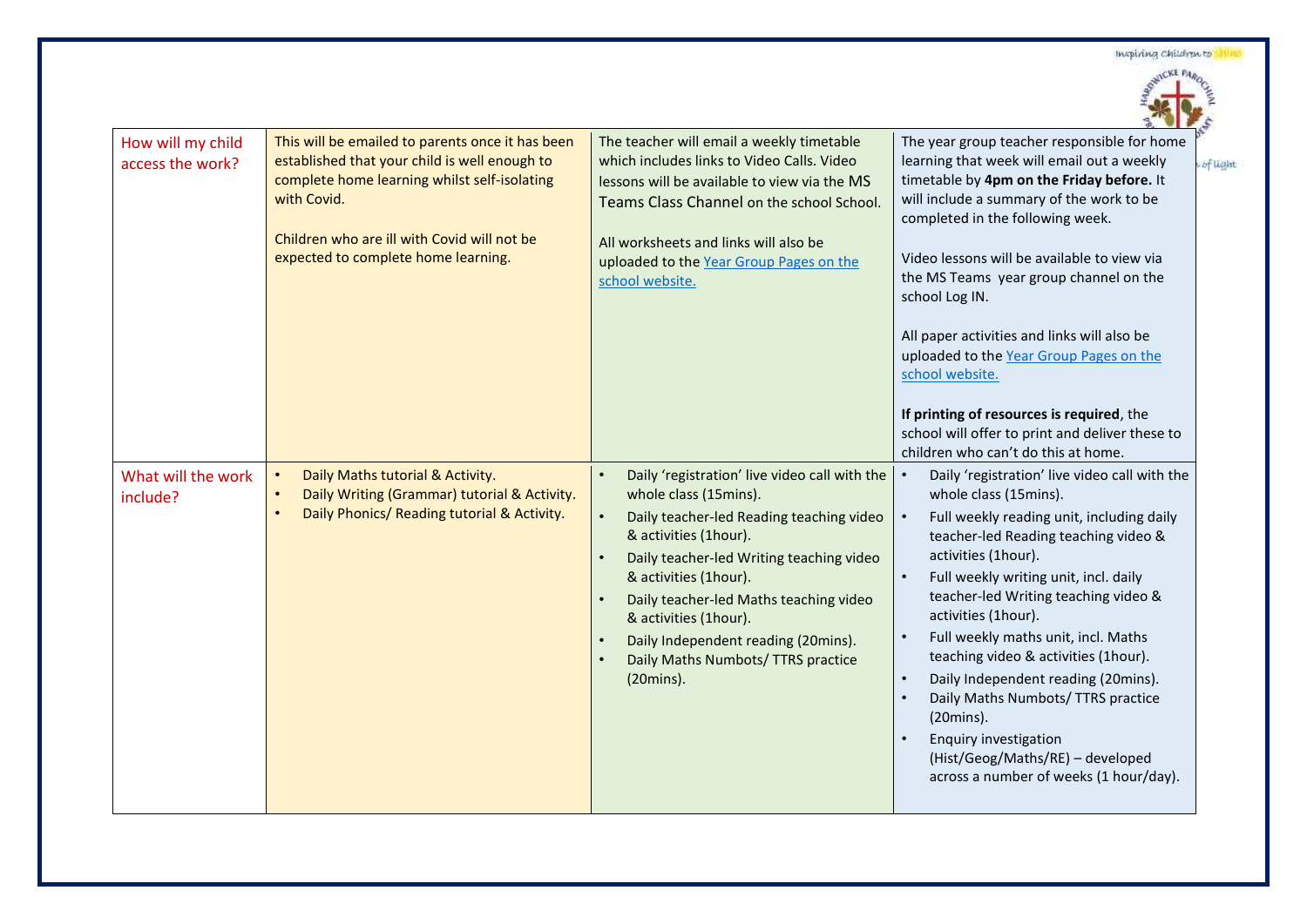| How will my child access the work? | This will be emailed to parents once it has been established that your child is well enough to complete home learning whilst self-isolating with Covid.<br><br>Children who are ill with Covid will not be expected to complete home learning. | The teacher will email a weekly timetable which includes links to Video Calls. Video lessons will be available to view via the MS Teams Class Channel on the school School.<br><br>All worksheets and links will also be uploaded to the Year Group Pages on the school website. | The year group teacher responsible for home learning that week will email out a weekly timetable by **4pm on the Friday before.** It will include a summary of the work to be completed in the following week.<br><br>Video lessons will be available to view via the MS Teams year group channel on the school Log IN.<br><br>All paper activities and links will also be uploaded to the Year Group Pages on the school website.<br><br>**If printing of resources is required**, the school will offer to print and deliver these to children who can't do this at home. |
|---|---|---|---|
| What will the work include? | • Daily Maths tutorial & Activity.<br>• Daily Writing (Grammar) tutorial & Activity.<br>• Daily Phonics/ Reading tutorial & Activity. | • Daily 'registration' live video call with the whole class (15mins).<br>• Daily teacher-led Reading teaching video & activities (1hour).<br>• Daily teacher-led Writing teaching video & activities (1hour).<br>• Daily teacher-led Maths teaching video & activities (1hour).<br>• Daily Independent reading (20mins).<br>• Daily Maths Numbots/ TTRS practice (20mins). | • Daily 'registration' live video call with the whole class (15mins).<br>• Full weekly reading unit, including daily teacher-led Reading teaching video & activities (1hour).<br>• Full weekly writing unit, incl. daily teacher-led Writing teaching video & activities (1hour).<br>• Full weekly maths unit, incl. Maths teaching video & activities (1hour).<br>• Daily Independent reading (20mins).<br>• Daily Maths Numbots/ TTRS practice (20mins).<br>• Enquiry investigation (Hist/Geog/Maths/RE) – developed across a number of weeks (1 hour/day). |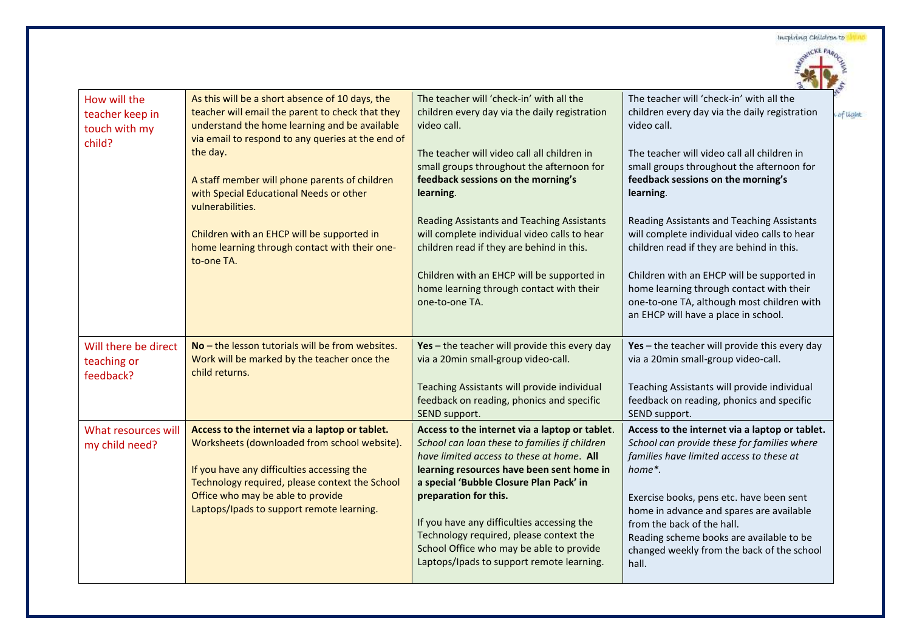| How will the teacher keep in touch with my child? | As this will be a short absence of 10 days, the teacher will email the parent to check that they understand the home learning and be available via email to respond to any queries at the end of the day.<br><br>A staff member will phone parents of children with Special Educational Needs or other vulnerabilities.<br><br>Children with an EHCP will be supported in home learning through contact with their one-to-one TA. | The teacher will 'check-in' with all the children every day via the daily registration video call.<br><br>The teacher will video call all children in small groups throughout the afternoon for **feedback sessions on the morning's learning**.<br><br>Reading Assistants and Teaching Assistants will complete individual video calls to hear children read if they are behind in this.<br><br>Children with an EHCP will be supported in home learning through contact with their one-to-one TA. | The teacher will 'check-in' with all the children every day via the daily registration video call.<br><br>The teacher will video call all children in small groups throughout the afternoon for **feedback sessions on the morning's learning**.<br><br>Reading Assistants and Teaching Assistants will complete individual video calls to hear children read if they are behind in this.<br><br>Children with an EHCP will be supported in home learning through contact with their one-to-one TA, although most children with an EHCP will have a place in school. |
|---|---|---|---|
| Will there be direct teaching or feedback? | **No** – the lesson tutorials will be from websites. Work will be marked by the teacher once the child returns. | **Yes** – the teacher will provide this every day via a 20min small-group video-call.<br><br>Teaching Assistants will provide individual feedback on reading, phonics and specific SEND support. | **Yes** – the teacher will provide this every day via a 20min small-group video-call.<br><br>Teaching Assistants will provide individual feedback on reading, phonics and specific SEND support. |
| What resources will my child need? | **Access to the internet via a laptop or tablet.** Worksheets (downloaded from school website).<br><br>If you have any difficulties accessing the Technology required, please context the School Office who may be able to provide Laptops/Ipads to support remote learning. | **Access to the internet via a laptop or tablet**. *School can loan these to families if children have limited access to these at home*. **All learning resources have been sent home in a special 'Bubble Closure Plan Pack' in preparation for this.**<br><br>If you have any difficulties accessing the Technology required, please context the School Office who may be able to provide Laptops/Ipads to support remote learning. | **Access to the internet via a laptop or tablet.** *School can provide these for families where families have limited access to these at home*.*<br><br>Exercise books, pens etc. have been sent home in advance and spares are available from the back of the hall.<br>Reading scheme books are available to be changed weekly from the back of the school hall. |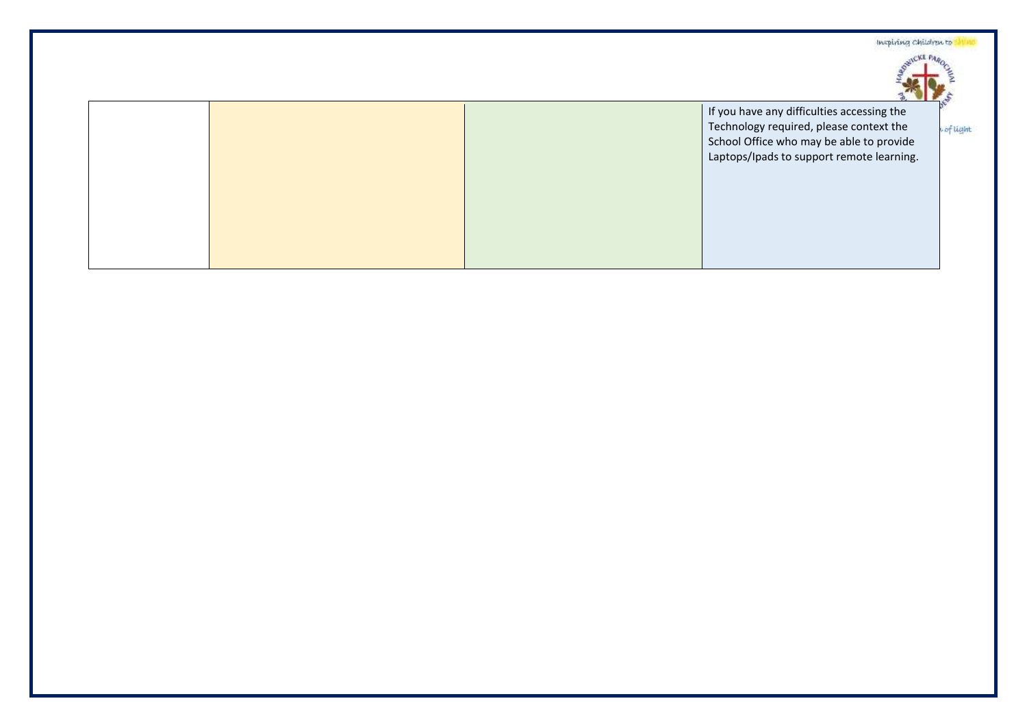|  |  |  | If you have any difficulties accessing the Technology required, please context the School Office who may be able to provide Laptops/Ipads to support remote learning. |
|---|---|---|---|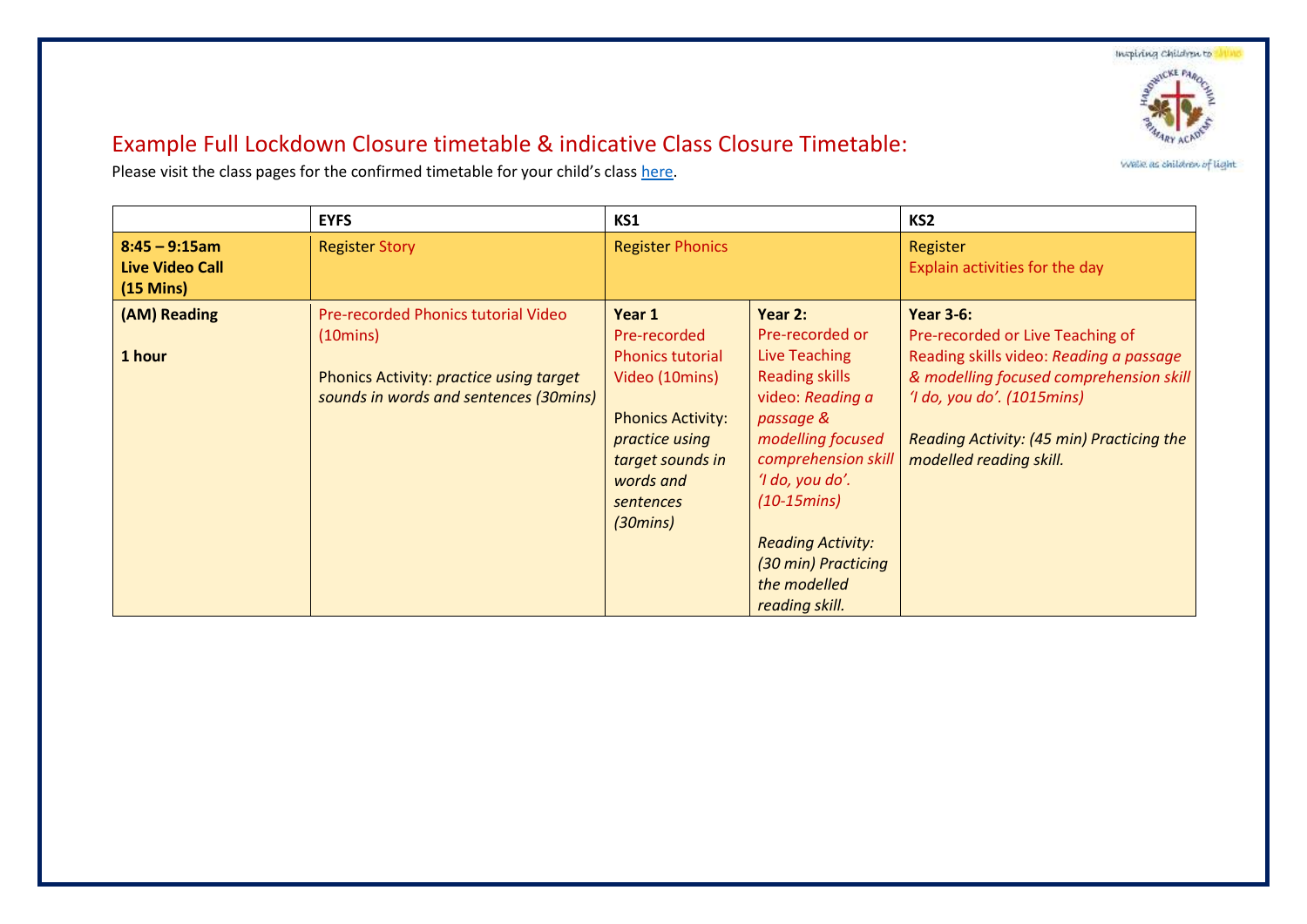# Example Full Lockdown Closure timetable & indicative Class Closure Timetable:

Please visit the class pages for the confirmed timetable for your child's class [here](here).

| | EYFS | KS1 | | KS2 |
|---|---|---|---|---|
| **8:45 – 9:15am Live Video Call (15 Mins)** | Register Story | Register Phonics | | Register<br>Explain activities for the day |
| **(AM) Reading**<br><br>**1 hour** | Pre-recorded Phonics tutorial Video (10mins)<br><br>Phonics Activity: *practice using target sounds in words and sentences (30mins)* | **Year 1**<br>Pre-recorded Phonics tutorial Video (10mins)<br><br>Phonics Activity: *practice using target sounds in words and sentences (30mins)* | **Year 2:**<br>Pre-recorded or Live Teaching Reading skills video: *Reading a passage & modelling focused comprehension skill 'I do, you do'. (10-15mins)*<br><br>*Reading Activity: (30 min) Practicing the modelled reading skill.* | **Year 3-6:**<br>Pre-recorded or Live Teaching of Reading skills video: *Reading a passage & modelling focused comprehension skill 'I do, you do'. (1015mins)*<br><br>*Reading Activity: (45 min) Practicing the modelled reading skill.* |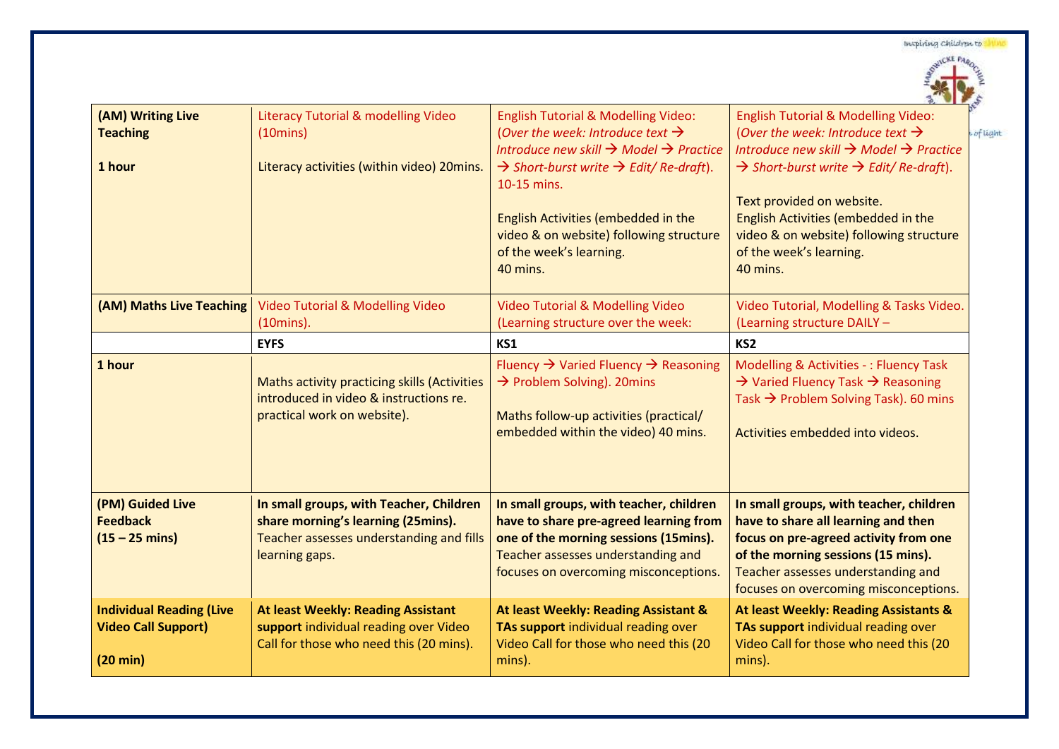| (AM) Writing Live Teaching 1 hour | Literacy Tutorial & modelling Video (10mins) Literacy activities (within video) 20mins. | English Tutorial & Modelling Video: (*Over the week: Introduce text → Introduce new skill → Model → Practice → Short-burst write → Edit/ Re-draft*). 10-15 mins. English Activities (embedded in the video & on website) following structure of the week's learning. 40 mins. | English Tutorial & Modelling Video: (*Over the week: Introduce text → Introduce new skill → Model → Practice → Short-burst write → Edit/ Re-draft*). Text provided on website. English Activities (embedded in the video & on website) following structure of the week's learning. 40 mins. |
|---|---|---|---|
| **(AM) Maths Live Teaching** | Video Tutorial & Modelling Video (10mins). | Video Tutorial & Modelling Video (Learning structure over the week: | Video Tutorial, Modelling & Tasks Video. (Learning structure DAILY – |
| | **EYFS** | **KS1** | **KS2** |
| **1 hour** | Maths activity practicing skills (Activities introduced in video & instructions re. practical work on website). | Fluency → Varied Fluency → Reasoning → Problem Solving). 20mins Maths follow-up activities (practical/ embedded within the video) 40 mins. | Modelling & Activities - : Fluency Task → Varied Fluency Task → Reasoning Task → Problem Solving Task). 60 mins Activities embedded into videos. |
| **(PM) Guided Live Feedback (15 – 25 mins)** | **In small groups, with Teacher, Children share morning's learning (25mins).** Teacher assesses understanding and fills learning gaps. | **In small groups, with teacher, children have to share pre-agreed learning from one of the morning sessions (15mins).** Teacher assesses understanding and focuses on overcoming misconceptions. | **In small groups, with teacher, children have to share all learning and then focus on pre-agreed activity from one of the morning sessions (15 mins).** Teacher assesses understanding and focuses on overcoming misconceptions. |
| **Individual Reading (Live Video Call Support) (20 min)** | **At least Weekly: Reading Assistant support** individual reading over Video Call for those who need this (20 mins). | **At least Weekly: Reading Assistant & TAs support** individual reading over Video Call for those who need this (20 mins). | **At least Weekly: Reading Assistants & TAs support** individual reading over Video Call for those who need this (20 mins). |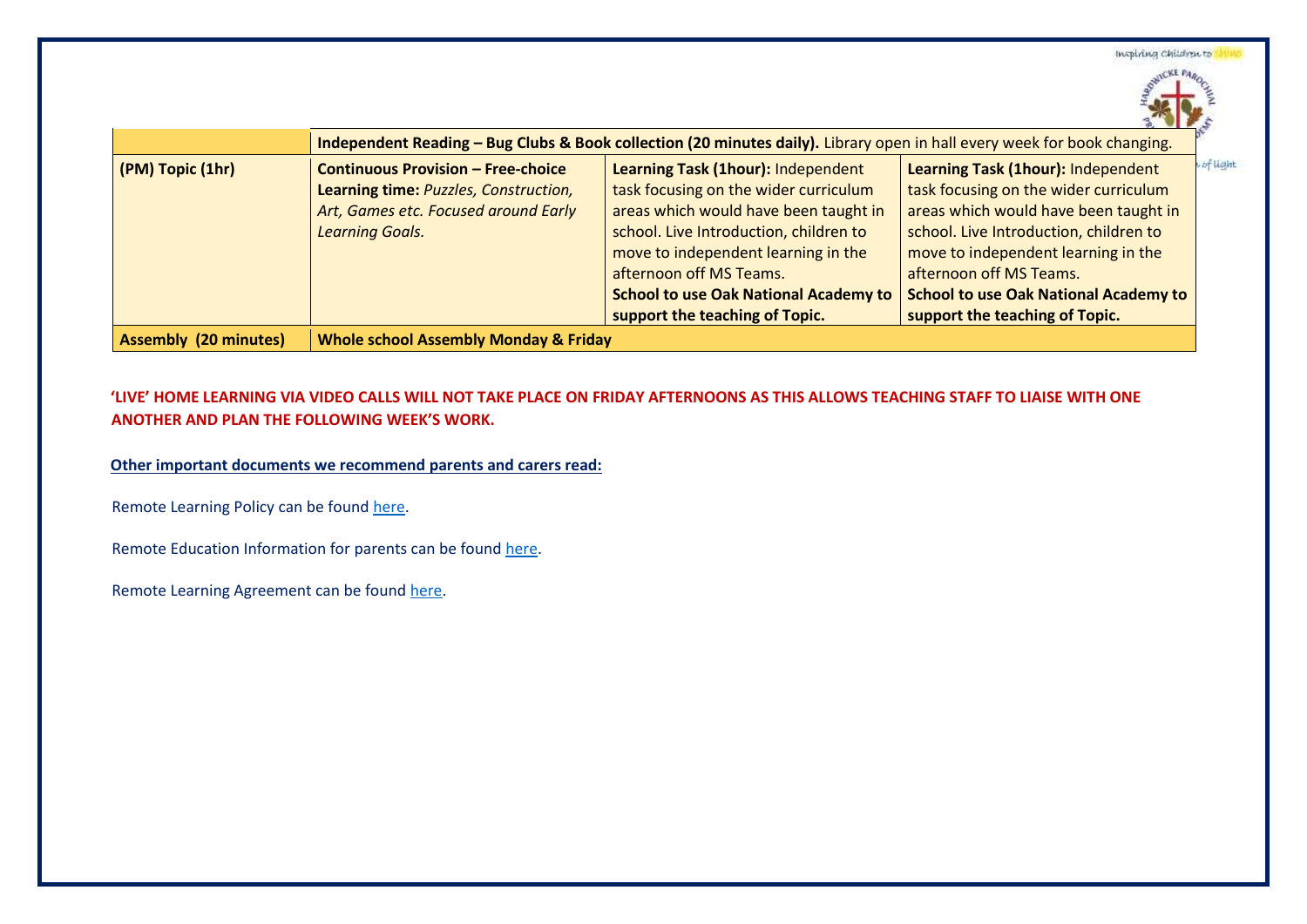| | | | |
|---|---|---|---|
| | **Independent Reading – Bug Clubs & Book collection (20 minutes daily).** Library open in hall every week for book changing. | | |
| **(PM) Topic (1hr)** | **Continuous Provision – Free-choice Learning time:** *Puzzles, Construction, Art, Games etc. Focused around Early Learning Goals.* | **Learning Task (1hour):** Independent task focusing on the wider curriculum areas which would have been taught in school. Live Introduction, children to move to independent learning in the afternoon off MS Teams. **School to use Oak National Academy to support the teaching of Topic.** | **Learning Task (1hour):** Independent task focusing on the wider curriculum areas which would have been taught in school. Live Introduction, children to move to independent learning in the afternoon off MS Teams. **School to use Oak National Academy to support the teaching of Topic.** |
| **Assembly (20 minutes)** | **Whole school Assembly Monday & Friday** | | |

**'LIVE' HOME LEARNING VIA VIDEO CALLS WILL NOT TAKE PLACE ON FRIDAY AFTERNOONS AS THIS ALLOWS TEACHING STAFF TO LIAISE WITH ONE ANOTHER AND PLAN THE FOLLOWING WEEK'S WORK.**

**Other important documents we recommend parents and carers read:**

Remote Learning Policy can be found here.

Remote Education Information for parents can be found here.

Remote Learning Agreement can be found here.